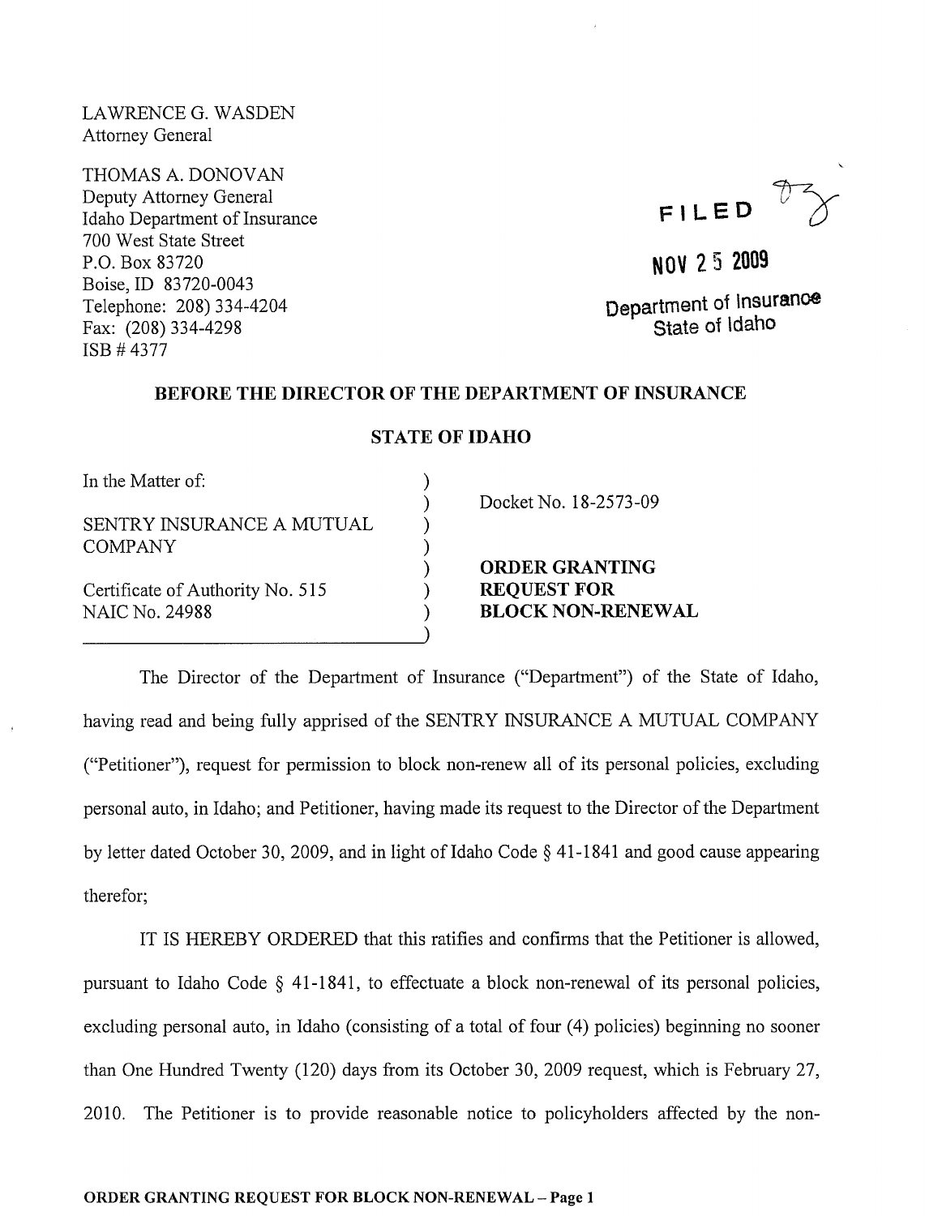LAWRENCE G. WASDEN
Attorney General

THOMAS A. DONOVAN
Deputy Attorney General
Idaho Department of Insurance
700 West State Street
P.O. Box 83720
Boise, ID 83720-0043
Telephone: 208) 334-4204
Fax: (208) 334-4298
ISB # 4377

FILED

NOV 25 2009

Department of Insurance
State of Idaho

**BEFORE THE DIRECTOR OF THE DEPARTMENT OF INSURANCE**

**STATE OF IDAHO**

In the Matter of:

SENTRY INSURANCE A MUTUAL COMPANY

Certificate of Authority No. 515
NAIC No. 24988

Docket No. 18-2573-09

**ORDER GRANTING REQUEST FOR BLOCK NON-RENEWAL**

The Director of the Department of Insurance ("Department") of the State of Idaho, having read and being fully apprised of the SENTRY INSURANCE A MUTUAL COMPANY ("Petitioner"), request for permission to block non-renew all of its personal policies, excluding personal auto, in Idaho; and Petitioner, having made its request to the Director of the Department by letter dated October 30, 2009, and in light of Idaho Code § 41-1841 and good cause appearing therefor;

IT IS HEREBY ORDERED that this ratifies and confirms that the Petitioner is allowed, pursuant to Idaho Code § 41-1841, to effectuate a block non-renewal of its personal policies, excluding personal auto, in Idaho (consisting of a total of four (4) policies) beginning no sooner than One Hundred Twenty (120) days from its October 30, 2009 request, which is February 27, 2010. The Petitioner is to provide reasonable notice to policyholders affected by the non-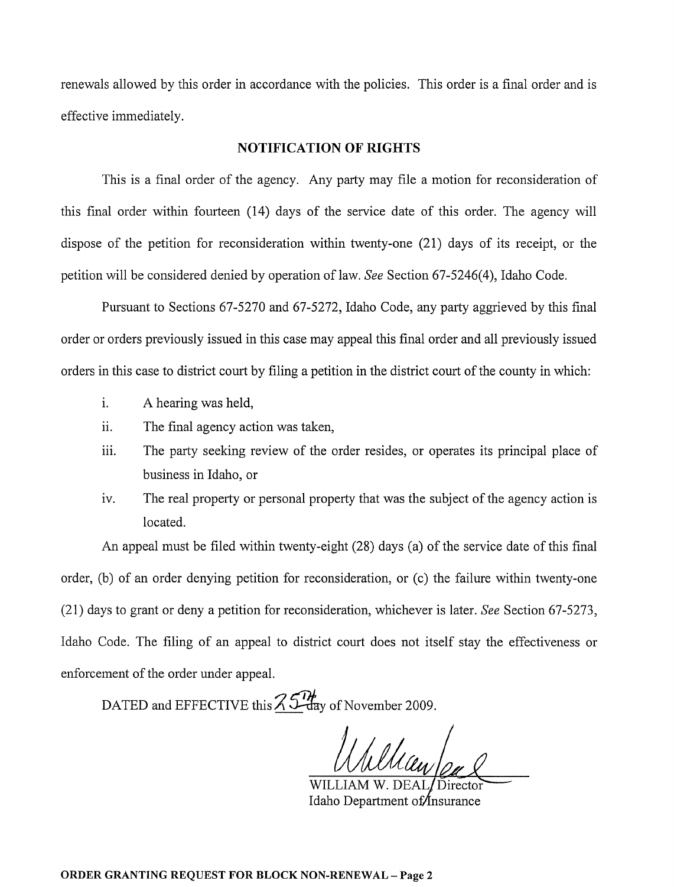renewals allowed by this order in accordance with the policies. This order is a final order and is effective immediately.

## NOTIFICATION OF RIGHTS

This is a final order of the agency. Any party may file a motion for reconsideration of this final order within fourteen (14) days of the service date of this order. The agency will dispose of the petition for reconsideration within twenty-one (21) days of its receipt, or the petition will be considered denied by operation of law. *See* Section 67-5246(4), Idaho Code.

Pursuant to Sections 67-5270 and 67-5272, Idaho Code, any party aggrieved by this final order or orders previously issued in this case may appeal this final order and all previously issued orders in this case to district court by filing a petition in the district court of the county in which:

i. A hearing was held,

ii. The final agency action was taken,

iii. The party seeking review of the order resides, or operates its principal place of business in Idaho, or

iv. The real property or personal property that was the subject of the agency action is located.

An appeal must be filed within twenty-eight (28) days (a) of the service date of this final order, (b) of an order denying petition for reconsideration, or (c) the failure within twenty-one (21) days to grant or deny a petition for reconsideration, whichever is later. *See* Section 67-5273, Idaho Code. The filing of an appeal to district court does not itself stay the effectiveness or enforcement of the order under appeal.

DATED and EFFECTIVE this 25th day of November 2009.

WILLIAM W. DEAL, Director
Idaho Department of Insurance

**ORDER GRANTING REQUEST FOR BLOCK NON-RENEWAL**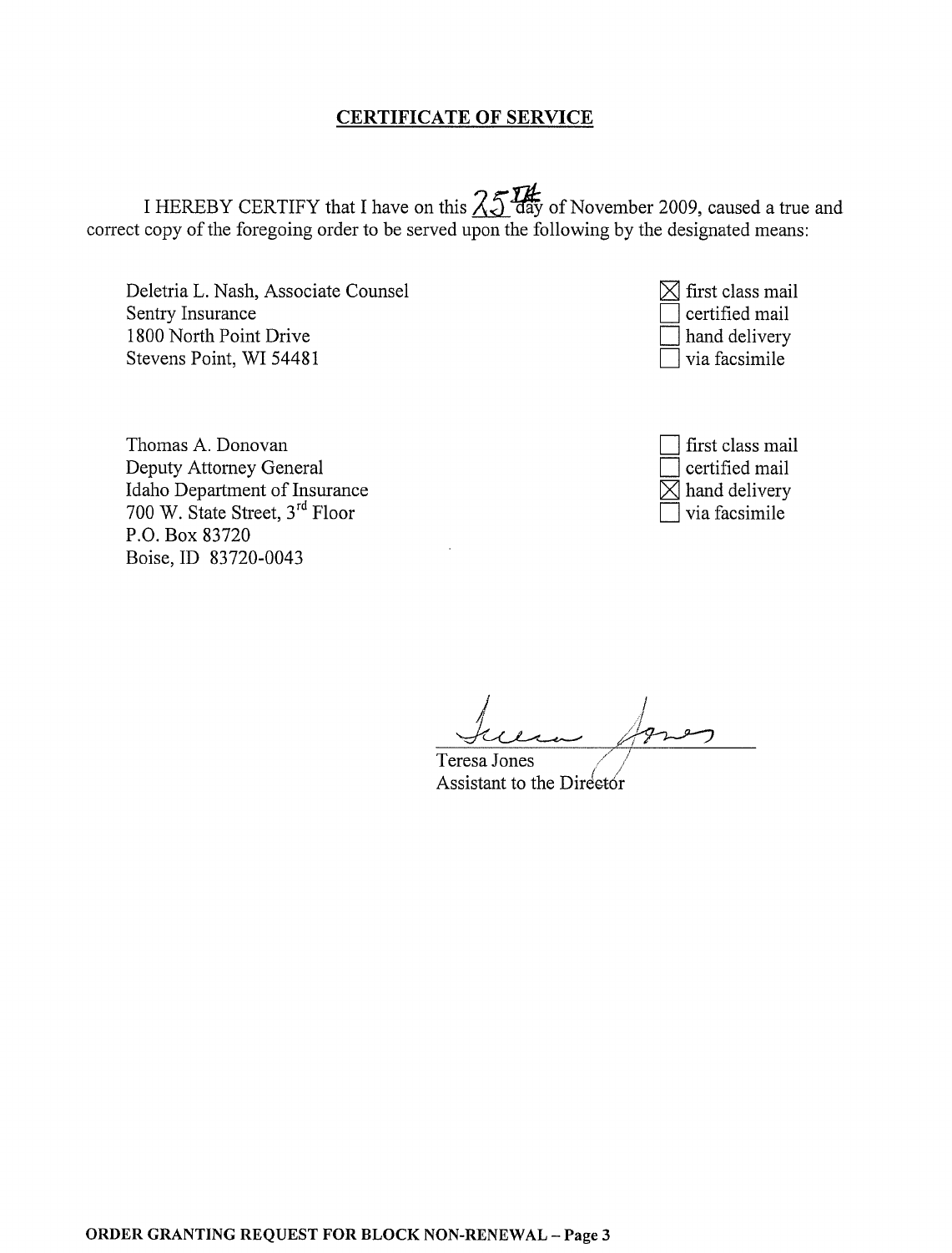## CERTIFICATE OF SERVICE

I HEREBY CERTIFY that I have on this 25TH day of November 2009, caused a true and correct copy of the foregoing order to be served upon the following by the designated means:

Deletria L. Nash, Associate Counsel
Sentry Insurance
1800 North Point Drive
Stevens Point, WI 54481

- [x] first class mail
- [ ] certified mail
- [ ] hand delivery
- [ ] via facsimile

Thomas A. Donovan
Deputy Attorney General
Idaho Department of Insurance
700 W. State Street, 3rd Floor
P.O. Box 83720
Boise, ID 83720-0043

- [ ] first class mail
- [ ] certified mail
- [x] hand delivery
- [ ] via facsimile

Teresa Jones
Assistant to the Director

**ORDER GRANTING REQUEST FOR BLOCK NON-RENEWAL – Page 3**